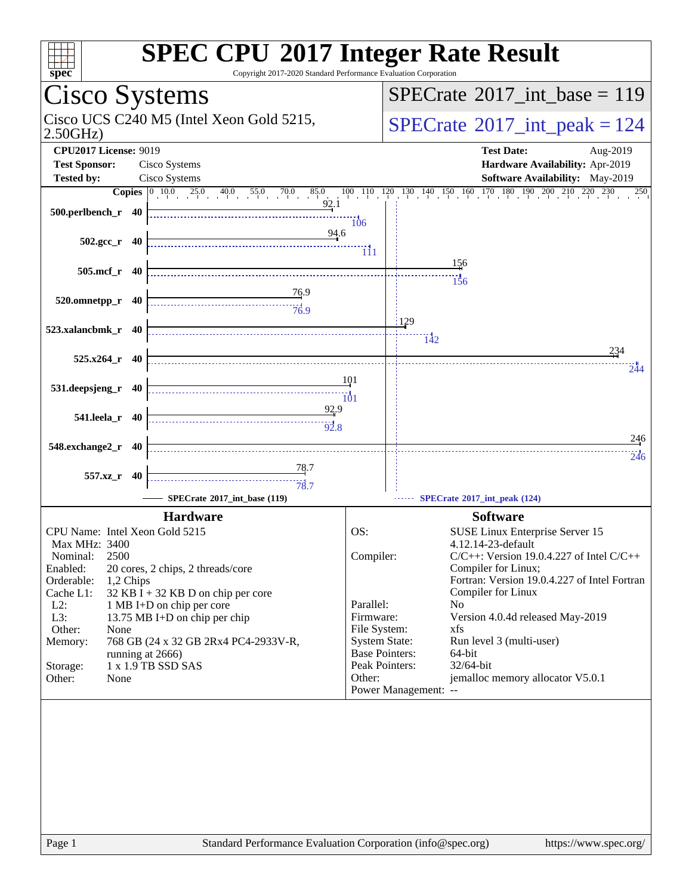# SPEC CPU 2017 Integer Rate Result

Copyright 2017-2020 Standard Performance Evaluation Corporation

## Cisco Systems

Cisco UCS C240 M5 (Intel Xeon Gold 5215, 2.50GHz)

SPECrate 2017_int_base = 119

SPECrate 2017_int_peak = 124

**CPU2017 License:** 9019
**Test Sponsor:** Cisco Systems
**Tested by:** Cisco Systems

**Test Date:** Aug-2019
**Hardware Availability:** Apr-2019
**Software Availability:** May-2019

| Benchmark | Copies | Base | Peak |
|---|---|---|---|
| 500.perlbench_r | 40 | 92.1 | 106 |
| 502.gcc_r | 40 | 94.6 | 111 |
| 505.mcf_r | 40 | 156 | 156 |
| 520.omnetpp_r | 40 | 76.9 | 76.9 |
| 523.xalancbmk_r | 40 | 129 | 142 |
| 525.x264_r | 40 | 234 | 244 |
| 531.deepsjeng_r | 40 | 101 | 101 |
| 541.leela_r | 40 | 92.9 | 92.8 |
| 548.exchange2_r | 40 | 246 | 246 |
| 557.xz_r | 40 | 78.7 | 78.7 |

SPECrate 2017_int_base (119) — SPECrate 2017_int_peak (124)

### Hardware

CPU Name: Intel Xeon Gold 5215
Max MHz: 3400
Nominal: 2500
Enabled: 20 cores, 2 chips, 2 threads/core
Orderable: 1,2 Chips
Cache L1: 32 KB I + 32 KB D on chip per core
L2: 1 MB I+D on chip per core
L3: 13.75 MB I+D on chip per chip
Other: None
Memory: 768 GB (24 x 32 GB 2Rx4 PC4-2933V-R, running at 2666)
Storage: 1 x 1.9 TB SSD SAS
Other: None

### Software

OS: SUSE Linux Enterprise Server 15 4.12.14-23-default
Compiler: C/C++: Version 19.0.4.227 of Intel C/C++ Compiler for Linux; Fortran: Version 19.0.4.227 of Intel Fortran Compiler for Linux
Parallel: No
Firmware: Version 4.0.4d released May-2019
File System: xfs
System State: Run level 3 (multi-user)
Base Pointers: 64-bit
Peak Pointers: 32/64-bit
Other: jemalloc memory allocator V5.0.1
Power Management: --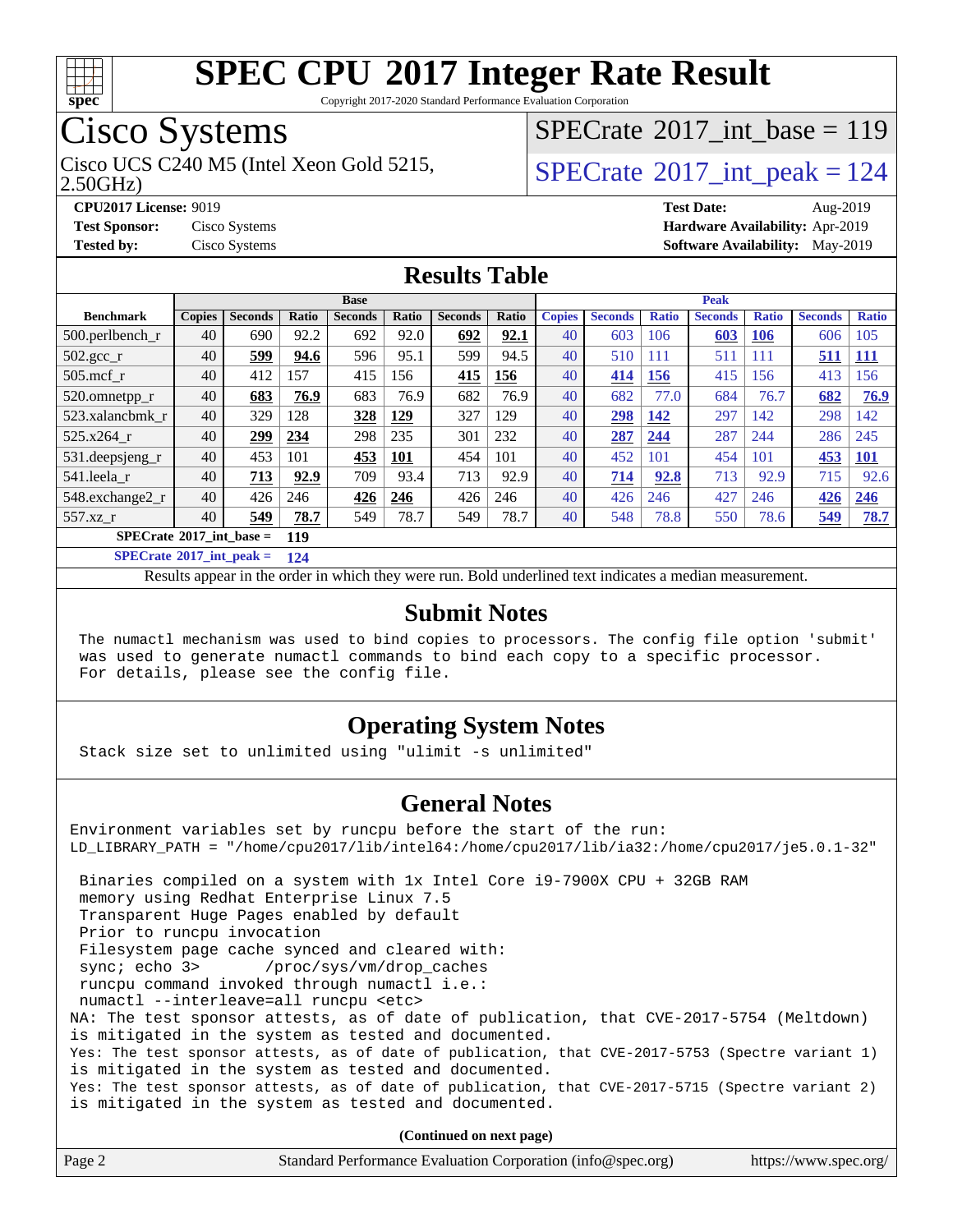# SPEC CPU 2017 Integer Rate Result

Copyright 2017-2020 Standard Performance Evaluation Corporation

## Cisco Systems

Cisco UCS C240 M5 (Intel Xeon Gold 5215, 2.50GHz)

SPECrate 2017_int_base = 119

SPECrate 2017_int_peak = 124

**CPU2017 License:** 9019
**Test Sponsor:** Cisco Systems
**Tested by:** Cisco Systems

**Test Date:** Aug-2019
**Hardware Availability:** Apr-2019
**Software Availability:** May-2019

## Results Table

| Benchmark | Base | | | | | | | Peak | | | | | | |
|---|---|---|---|---|---|---|---|---|---|---|---|---|---|---|
| | Copies | Seconds | Ratio | Seconds | Ratio | Seconds | Ratio | Copies | Seconds | Ratio | Seconds | Ratio | Seconds | Ratio |
| 500.perlbench_r | 40 | 690 | 92.2 | 692 | 92.0 | **692** | **92.1** | 40 | 603 | 106 | **603** | **106** | 606 | 105 |
| 502.gcc_r | 40 | **599** | **94.6** | 596 | 95.1 | 599 | 94.5 | 40 | 510 | 111 | 511 | 111 | **511** | **111** |
| 505.mcf_r | 40 | 412 | 157 | 415 | 156 | **415** | **156** | 40 | **414** | **156** | 415 | 156 | 413 | 156 |
| 520.omnetpp_r | 40 | **683** | **76.9** | 683 | 76.9 | 682 | 76.9 | 40 | 682 | 77.0 | 684 | 76.7 | **682** | **76.9** |
| 523.xalancbmk_r | 40 | 329 | 128 | **328** | **129** | 327 | 129 | 40 | **298** | **142** | 297 | 142 | 298 | 142 |
| 525.x264_r | 40 | **299** | **234** | 298 | 235 | 301 | 232 | 40 | **287** | **244** | 287 | 244 | 286 | 245 |
| 531.deepsjeng_r | 40 | 453 | 101 | **453** | **101** | 454 | 101 | 40 | 452 | 101 | 454 | 101 | **453** | **101** |
| 541.leela_r | 40 | **713** | **92.9** | 709 | 93.4 | 713 | 92.9 | 40 | **714** | **92.8** | 713 | 92.9 | 715 | 92.6 |
| 548.exchange2_r | 40 | 426 | 246 | **426** | **246** | 426 | 246 | 40 | 426 | 246 | 427 | 246 | **426** | **246** |
| 557.xz_r | 40 | **549** | **78.7** | 549 | 78.7 | 549 | 78.7 | 40 | 548 | 78.8 | 550 | 78.6 | **549** | **78.7** |

SPECrate 2017_int_base = **119**

SPECrate 2017_int_peak = **124**

Results appear in the order in which they were run. Bold underlined text indicates a median measurement.

## Submit Notes

```
The numactl mechanism was used to bind copies to processors. The config file option 'submit'
was used to generate numactl commands to bind each copy to a specific processor.
For details, please see the config file.
```

## Operating System Notes

```
Stack size set to unlimited using "ulimit -s unlimited"
```

## General Notes

```
Environment variables set by runcpu before the start of the run:
LD_LIBRARY_PATH = "/home/cpu2017/lib/intel64:/home/cpu2017/lib/ia32:/home/cpu2017/je5.0.1-32"

 Binaries compiled on a system with 1x Intel Core i9-7900X CPU + 32GB RAM
 memory using Redhat Enterprise Linux 7.5
 Transparent Huge Pages enabled by default
 Prior to runcpu invocation
 Filesystem page cache synced and cleared with:
 sync; echo 3>       /proc/sys/vm/drop_caches
 runcpu command invoked through numactl i.e.:
 numactl --interleave=all runcpu <etc>
NA: The test sponsor attests, as of date of publication, that CVE-2017-5754 (Meltdown)
is mitigated in the system as tested and documented.
Yes: The test sponsor attests, as of date of publication, that CVE-2017-5753 (Spectre variant 1)
is mitigated in the system as tested and documented.
Yes: The test sponsor attests, as of date of publication, that CVE-2017-5715 (Spectre variant 2)
is mitigated in the system as tested and documented.
```

**(Continued on next page)**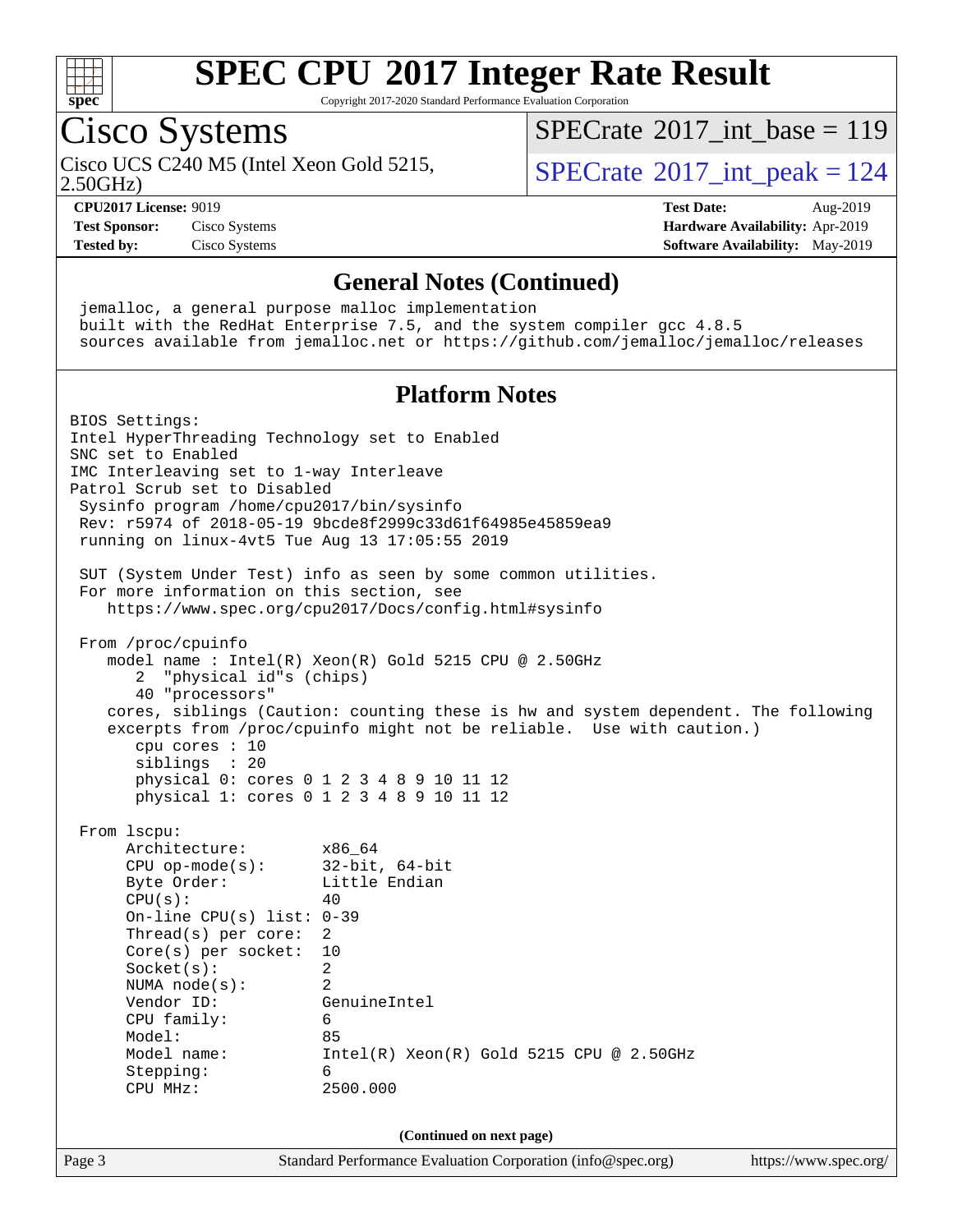# SPEC CPU 2017 Integer Rate Result

Copyright 2017-2020 Standard Performance Evaluation Corporation

## Cisco Systems

Cisco UCS C240 M5 (Intel Xeon Gold 5215, 2.50GHz)

SPECrate 2017_int_base = 119

SPECrate 2017_int_peak = 124

**CPU2017 License:** 9019
**Test Sponsor:** Cisco Systems
**Tested by:** Cisco Systems

**Test Date:** Aug-2019
**Hardware Availability:** Apr-2019
**Software Availability:** May-2019

### General Notes (Continued)

```
jemalloc, a general purpose malloc implementation
built with the RedHat Enterprise 7.5, and the system compiler gcc 4.8.5
sources available from jemalloc.net or https://github.com/jemalloc/jemalloc/releases
```

### Platform Notes

```
BIOS Settings:
Intel HyperThreading Technology set to Enabled
SNC set to Enabled
IMC Interleaving set to 1-way Interleave
Patrol Scrub set to Disabled
 Sysinfo program /home/cpu2017/bin/sysinfo
 Rev: r5974 of 2018-05-19 9bcde8f2999c33d61f64985e45859ea9
 running on linux-4vt5 Tue Aug 13 17:05:55 2019

 SUT (System Under Test) info as seen by some common utilities.
 For more information on this section, see
    https://www.spec.org/cpu2017/Docs/config.html#sysinfo

 From /proc/cpuinfo
    model name : Intel(R) Xeon(R) Gold 5215 CPU @ 2.50GHz
       2  "physical id"s (chips)
       40 "processors"
    cores, siblings (Caution: counting these is hw and system dependent. The following
    excerpts from /proc/cpuinfo might not be reliable.  Use with caution.)
       cpu cores : 10
       siblings  : 20
       physical 0: cores 0 1 2 3 4 8 9 10 11 12
       physical 1: cores 0 1 2 3 4 8 9 10 11 12

 From lscpu:
      Architecture:          x86_64
      CPU op-mode(s):        32-bit, 64-bit
      Byte Order:            Little Endian
      CPU(s):                40
      On-line CPU(s) list:   0-39
      Thread(s) per core:    2
      Core(s) per socket:    10
      Socket(s):             2
      NUMA node(s):          2
      Vendor ID:             GenuineIntel
      CPU family:            6
      Model:                 85
      Model name:            Intel(R) Xeon(R) Gold 5215 CPU @ 2.50GHz
      Stepping:              6
      CPU MHz:               2500.000
```

(Continued on next page)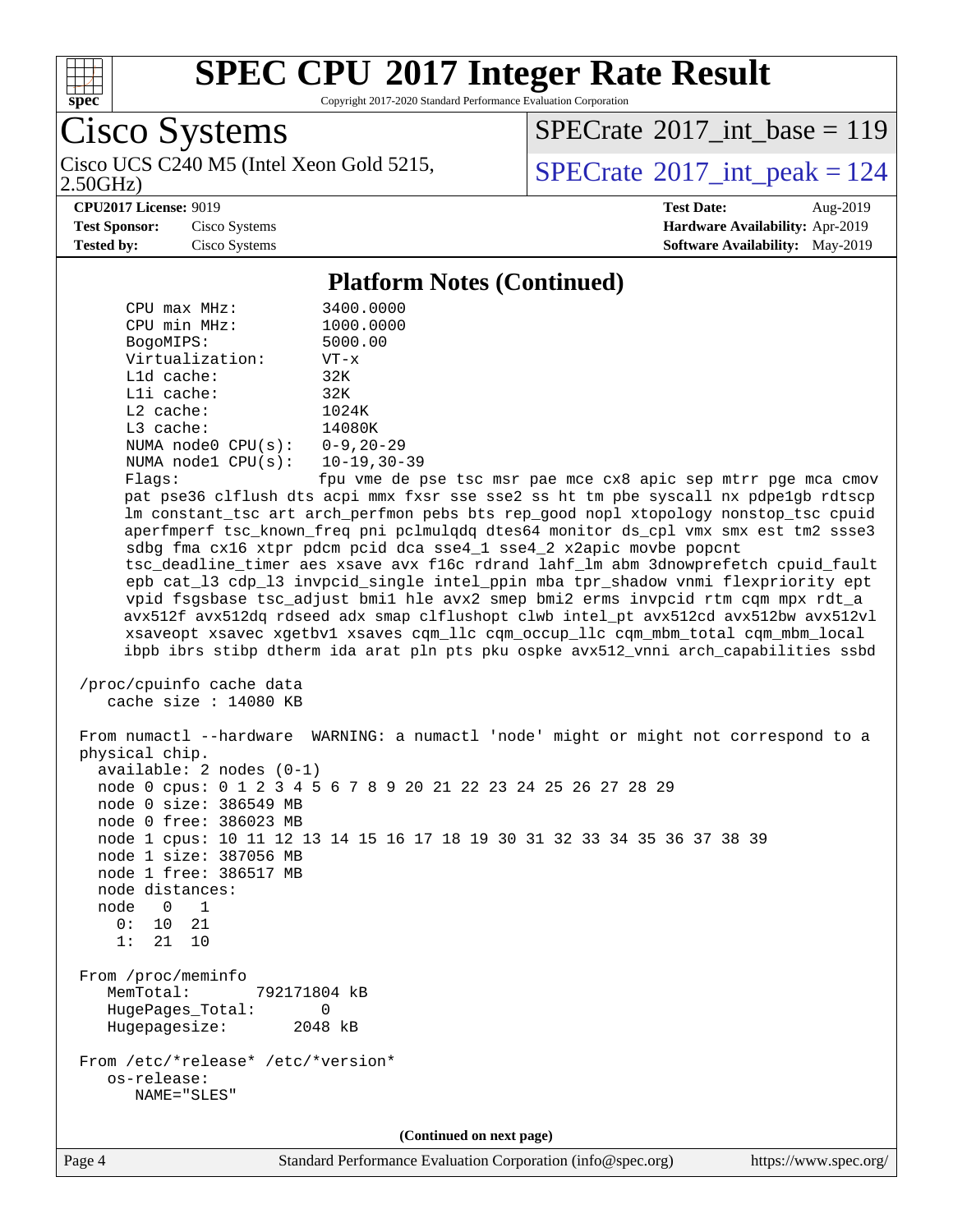## Platform Notes (Continued)

```
      CPU max MHz:          3400.0000
      CPU min MHz:          1000.0000
      BogoMIPS:             5000.00
      Virtualization:       VT-x
      L1d cache:            32K
      L1i cache:            32K
      L2 cache:             1024K
      L3 cache:             14080K
      NUMA node0 CPU(s):    0-9,20-29
      NUMA node1 CPU(s):    10-19,30-39
      Flags:                fpu vme de pse tsc msr pae mce cx8 apic sep mtrr pge mca cmov
      pat pse36 clflush dts acpi mmx fxsr sse sse2 ss ht tm pbe syscall nx pdpe1gb rdtscp
      lm constant_tsc art arch_perfmon pebs bts rep_good nopl xtopology nonstop_tsc cpuid
      aperfmperf tsc_known_freq pni pclmulqdq dtes64 monitor ds_cpl vmx smx est tm2 ssse3
      sdbg fma cx16 xtpr pdcm pcid dca sse4_1 sse4_2 x2apic movbe popcnt
      tsc_deadline_timer aes xsave avx f16c rdrand lahf_lm abm 3dnowprefetch cpuid_fault
      epb cat_l3 cdp_l3 invpcid_single intel_ppin mba tpr_shadow vnmi flexpriority ept
      vpid fsgsbase tsc_adjust bmi1 hle avx2 smep bmi2 erms invpcid rtm cqm mpx rdt_a
      avx512f avx512dq rdseed adx smap clflushopt clwb intel_pt avx512cd avx512bw avx512vl
      xsaveopt xsavec xgetbv1 xsaves cqm_llc cqm_occup_llc cqm_mbm_total cqm_mbm_local
      ibpb ibrs stibp dtherm ida arat pln pts pku ospke avx512_vnni arch_capabilities ssbd

 /proc/cpuinfo cache data
    cache size : 14080 KB

 From numactl --hardware  WARNING: a numactl 'node' might or might not correspond to a
 physical chip.
   available: 2 nodes (0-1)
   node 0 cpus: 0 1 2 3 4 5 6 7 8 9 20 21 22 23 24 25 26 27 28 29
   node 0 size: 386549 MB
   node 0 free: 386023 MB
   node 1 cpus: 10 11 12 13 14 15 16 17 18 19 30 31 32 33 34 35 36 37 38 39
   node 1 size: 387056 MB
   node 1 free: 386517 MB
   node distances:
   node   0   1
     0:  10  21
     1:  21  10

 From /proc/meminfo
    MemTotal:       792171804 kB
    HugePages_Total:       0
    Hugepagesize:       2048 kB

 From /etc/*release* /etc/*version*
    os-release:
       NAME="SLES"
```

(Continued on next page)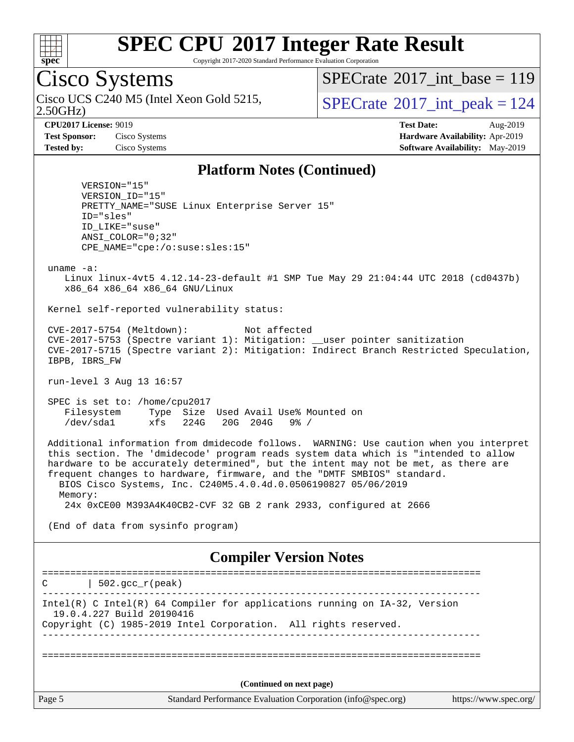# SPEC CPU 2017 Integer Rate Result

Copyright 2017-2020 Standard Performance Evaluation Corporation

## Cisco Systems

Cisco UCS C240 M5 (Intel Xeon Gold 5215, 2.50GHz)

SPECrate 2017_int_base = 119

SPECrate 2017_int_peak = 124

**CPU2017 License:** 9019
**Test Sponsor:** Cisco Systems
**Tested by:** Cisco Systems

**Test Date:** Aug-2019
**Hardware Availability:** Apr-2019
**Software Availability:** May-2019

### Platform Notes (Continued)

```
      VERSION="15"
      VERSION_ID="15"
      PRETTY_NAME="SUSE Linux Enterprise Server 15"
      ID="sles"
      ID_LIKE="suse"
      ANSI_COLOR="0;32"
      CPE_NAME="cpe:/o:suse:sles:15"

 uname -a:
    Linux linux-4vt5 4.12.14-23-default #1 SMP Tue May 29 21:04:44 UTC 2018 (cd0437b)
    x86_64 x86_64 x86_64 GNU/Linux

 Kernel self-reported vulnerability status:

 CVE-2017-5754 (Meltdown):          Not affected
 CVE-2017-5753 (Spectre variant 1): Mitigation: __user pointer sanitization
 CVE-2017-5715 (Spectre variant 2): Mitigation: Indirect Branch Restricted Speculation,
 IBPB, IBRS_FW

 run-level 3 Aug 13 16:57

 SPEC is set to: /home/cpu2017
    Filesystem     Type  Size  Used Avail Use% Mounted on
    /dev/sda1      xfs   224G   20G  204G   9% /

 Additional information from dmidecode follows.  WARNING: Use caution when you interpret
 this section. The 'dmidecode' program reads system data which is "intended to allow
 hardware to be accurately determined", but the intent may not be met, as there are
 frequent changes to hardware, firmware, and the "DMTF SMBIOS" standard.
   BIOS Cisco Systems, Inc. C240M5.4.0.4d.0.0506190827 05/06/2019
   Memory:
    24x 0xCE00 M393A4K40CB2-CVF 32 GB 2 rank 2933, configured at 2666

 (End of data from sysinfo program)
```

### Compiler Version Notes

```
==============================================================================
C       | 502.gcc_r(peak)
------------------------------------------------------------------------------
Intel(R) C Intel(R) 64 Compiler for applications running on IA-32, Version
  19.0.4.227 Build 20190416
Copyright (C) 1985-2019 Intel Corporation.  All rights reserved.
------------------------------------------------------------------------------

==============================================================================
```

(Continued on next page)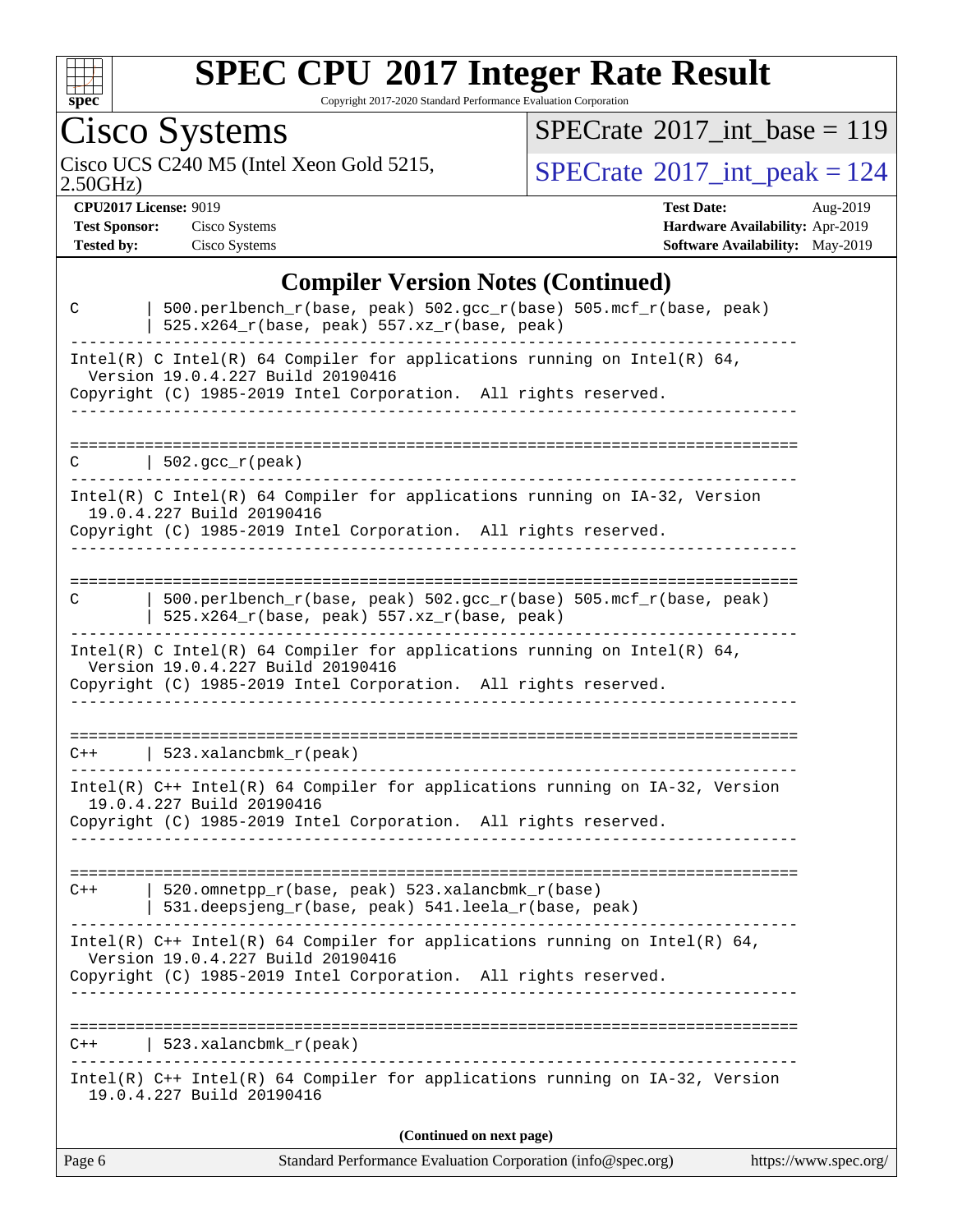# SPEC CPU 2017 Integer Rate Result

Copyright 2017-2020 Standard Performance Evaluation Corporation

## Cisco Systems

Cisco UCS C240 M5 (Intel Xeon Gold 5215, 2.50GHz)

SPECrate 2017_int_base = 119

SPECrate 2017_int_peak = 124

**CPU2017 License:** 9019
**Test Sponsor:** Cisco Systems
**Tested by:** Cisco Systems

**Test Date:** Aug-2019
**Hardware Availability:** Apr-2019
**Software Availability:** May-2019

### Compiler Version Notes (Continued)

```
C       | 500.perlbench_r(base, peak) 502.gcc_r(base) 505.mcf_r(base, peak)
        | 525.x264_r(base, peak) 557.xz_r(base, peak)
------------------------------------------------------------------------------
Intel(R) C Intel(R) 64 Compiler for applications running on Intel(R) 64,
  Version 19.0.4.227 Build 20190416
Copyright (C) 1985-2019 Intel Corporation.  All rights reserved.
------------------------------------------------------------------------------

==============================================================================
C       | 502.gcc_r(peak)
------------------------------------------------------------------------------
Intel(R) C Intel(R) 64 Compiler for applications running on IA-32, Version
  19.0.4.227 Build 20190416
Copyright (C) 1985-2019 Intel Corporation.  All rights reserved.
------------------------------------------------------------------------------

==============================================================================
C       | 500.perlbench_r(base, peak) 502.gcc_r(base) 505.mcf_r(base, peak)
        | 525.x264_r(base, peak) 557.xz_r(base, peak)
------------------------------------------------------------------------------
Intel(R) C Intel(R) 64 Compiler for applications running on Intel(R) 64,
  Version 19.0.4.227 Build 20190416
Copyright (C) 1985-2019 Intel Corporation.  All rights reserved.
------------------------------------------------------------------------------

==============================================================================
C++     | 523.xalancbmk_r(peak)
------------------------------------------------------------------------------
Intel(R) C++ Intel(R) 64 Compiler for applications running on IA-32, Version
  19.0.4.227 Build 20190416
Copyright (C) 1985-2019 Intel Corporation.  All rights reserved.
------------------------------------------------------------------------------

==============================================================================
C++     | 520.omnetpp_r(base, peak) 523.xalancbmk_r(base)
        | 531.deepsjeng_r(base, peak) 541.leela_r(base, peak)
------------------------------------------------------------------------------
Intel(R) C++ Intel(R) 64 Compiler for applications running on Intel(R) 64,
  Version 19.0.4.227 Build 20190416
Copyright (C) 1985-2019 Intel Corporation.  All rights reserved.
------------------------------------------------------------------------------

==============================================================================
C++     | 523.xalancbmk_r(peak)
------------------------------------------------------------------------------
Intel(R) C++ Intel(R) 64 Compiler for applications running on IA-32, Version
  19.0.4.227 Build 20190416
```

**(Continued on next page)**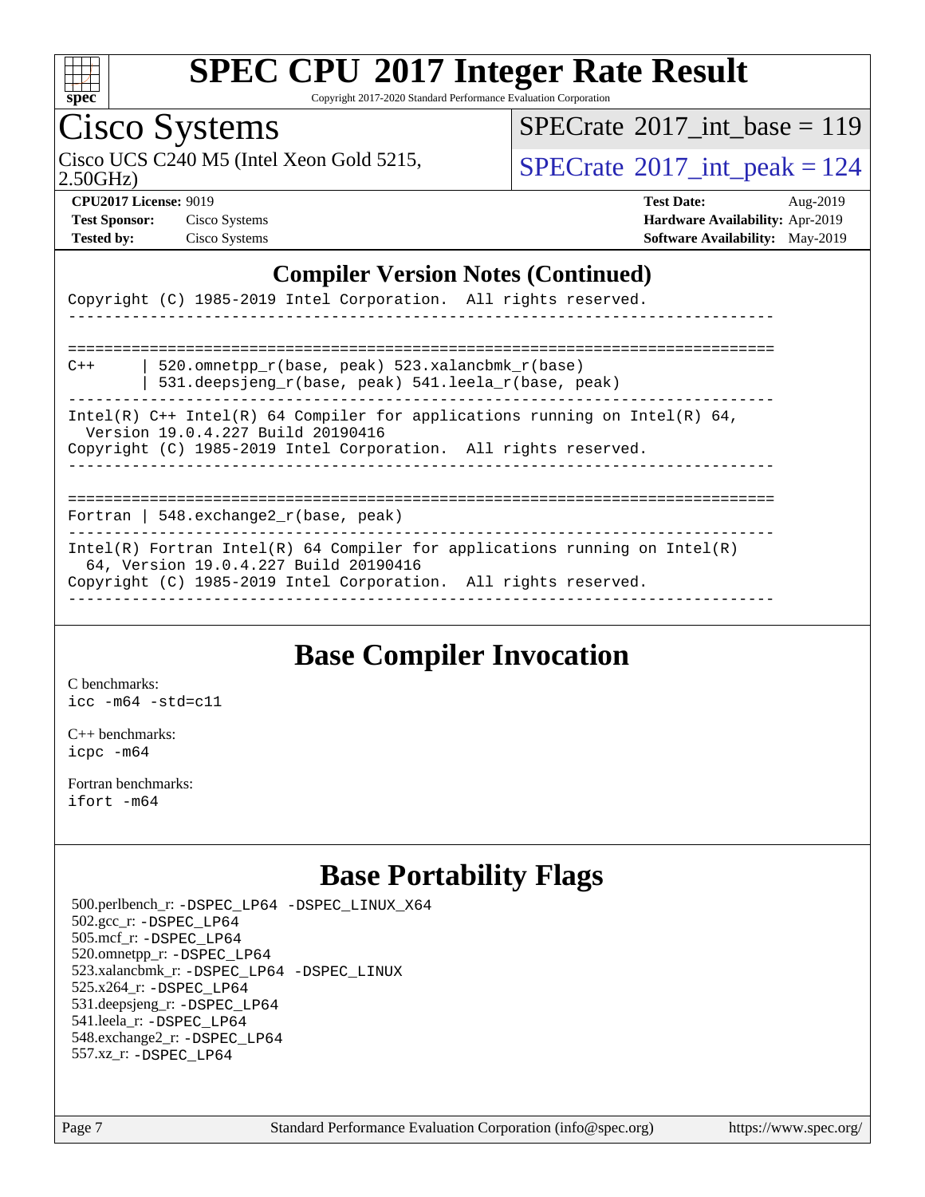## Compiler Version Notes (Continued)

```
Copyright (C) 1985-2019 Intel Corporation.  All rights reserved.
------------------------------------------------------------------------------

==============================================================================
C++      | 520.omnetpp_r(base, peak) 523.xalancbmk_r(base)
         | 531.deepsjeng_r(base, peak) 541.leela_r(base, peak)
------------------------------------------------------------------------------
Intel(R) C++ Intel(R) 64 Compiler for applications running on Intel(R) 64,
  Version 19.0.4.227 Build 20190416
Copyright (C) 1985-2019 Intel Corporation.  All rights reserved.
------------------------------------------------------------------------------

==============================================================================
Fortran | 548.exchange2_r(base, peak)
------------------------------------------------------------------------------
Intel(R) Fortran Intel(R) 64 Compiler for applications running on Intel(R)
  64, Version 19.0.4.227 Build 20190416
Copyright (C) 1985-2019 Intel Corporation.  All rights reserved.
------------------------------------------------------------------------------
```

## Base Compiler Invocation

C benchmarks:
`icc -m64 -std=c11`

C++ benchmarks:
`icpc -m64`

Fortran benchmarks:
`ifort -m64`

## Base Portability Flags

500.perlbench_r: `-DSPEC_LP64 -DSPEC_LINUX_X64`
502.gcc_r: `-DSPEC_LP64`
505.mcf_r: `-DSPEC_LP64`
520.omnetpp_r: `-DSPEC_LP64`
523.xalancbmk_r: `-DSPEC_LP64 -DSPEC_LINUX`
525.x264_r: `-DSPEC_LP64`
531.deepsjeng_r: `-DSPEC_LP64`
541.leela_r: `-DSPEC_LP64`
548.exchange2_r: `-DSPEC_LP64`
557.xz_r: `-DSPEC_LP64`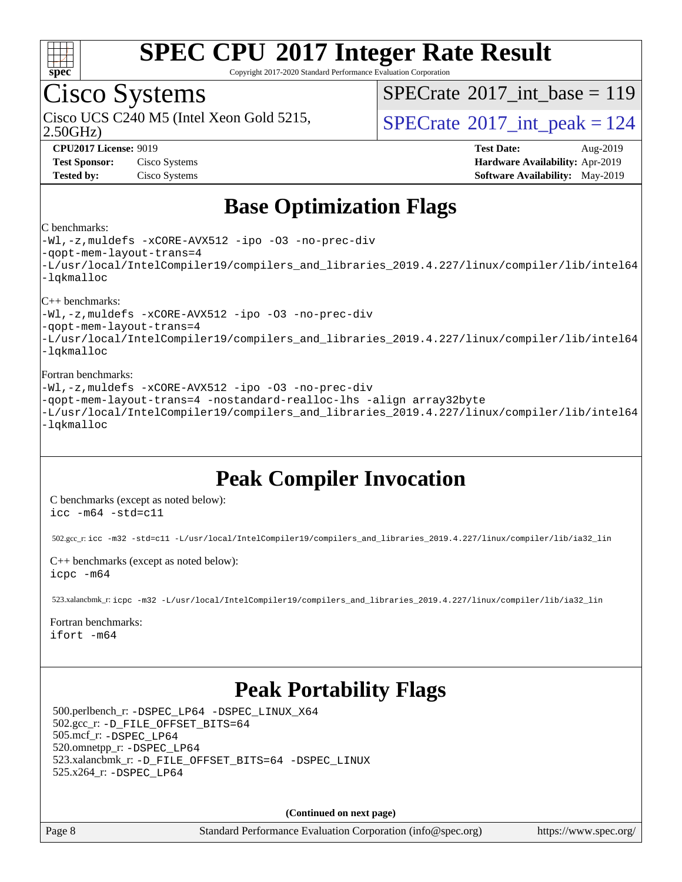# SPEC CPU 2017 Integer Rate Result

Copyright 2017-2020 Standard Performance Evaluation Corporation

## Cisco Systems

Cisco UCS C240 M5 (Intel Xeon Gold 5215, 2.50GHz)

SPECrate 2017_int_base = 119

SPECrate 2017_int_peak = 124

**CPU2017 License:** 9019
**Test Sponsor:** Cisco Systems
**Tested by:** Cisco Systems

**Test Date:** Aug-2019
**Hardware Availability:** Apr-2019
**Software Availability:** May-2019

## Base Optimization Flags

C benchmarks:

```
-Wl,-z,muldefs -xCORE-AVX512 -ipo -O3 -no-prec-div
-qopt-mem-layout-trans=4
-L/usr/local/IntelCompiler19/compilers_and_libraries_2019.4.227/linux/compiler/lib/intel64
-lqkmalloc
```

C++ benchmarks:

```
-Wl,-z,muldefs -xCORE-AVX512 -ipo -O3 -no-prec-div
-qopt-mem-layout-trans=4
-L/usr/local/IntelCompiler19/compilers_and_libraries_2019.4.227/linux/compiler/lib/intel64
-lqkmalloc
```

Fortran benchmarks:

```
-Wl,-z,muldefs -xCORE-AVX512 -ipo -O3 -no-prec-div
-qopt-mem-layout-trans=4 -nostandard-realloc-lhs -align array32byte
-L/usr/local/IntelCompiler19/compilers_and_libraries_2019.4.227/linux/compiler/lib/intel64
-lqkmalloc
```

## Peak Compiler Invocation

C benchmarks (except as noted below):

```
icc -m64 -std=c11
```

502.gcc_r: `icc -m32 -std=c11 -L/usr/local/IntelCompiler19/compilers_and_libraries_2019.4.227/linux/compiler/lib/ia32_lin`

C++ benchmarks (except as noted below):

```
icpc -m64
```

523.xalancbmk_r: `icpc -m32 -L/usr/local/IntelCompiler19/compilers_and_libraries_2019.4.227/linux/compiler/lib/ia32_lin`

Fortran benchmarks:

```
ifort -m64
```

## Peak Portability Flags

500.perlbench_r: `-DSPEC_LP64 -DSPEC_LINUX_X64`
502.gcc_r: `-D_FILE_OFFSET_BITS=64`
505.mcf_r: `-DSPEC_LP64`
520.omnetpp_r: `-DSPEC_LP64`
523.xalancbmk_r: `-D_FILE_OFFSET_BITS=64 -DSPEC_LINUX`
525.x264_r: `-DSPEC_LP64`

**(Continued on next page)**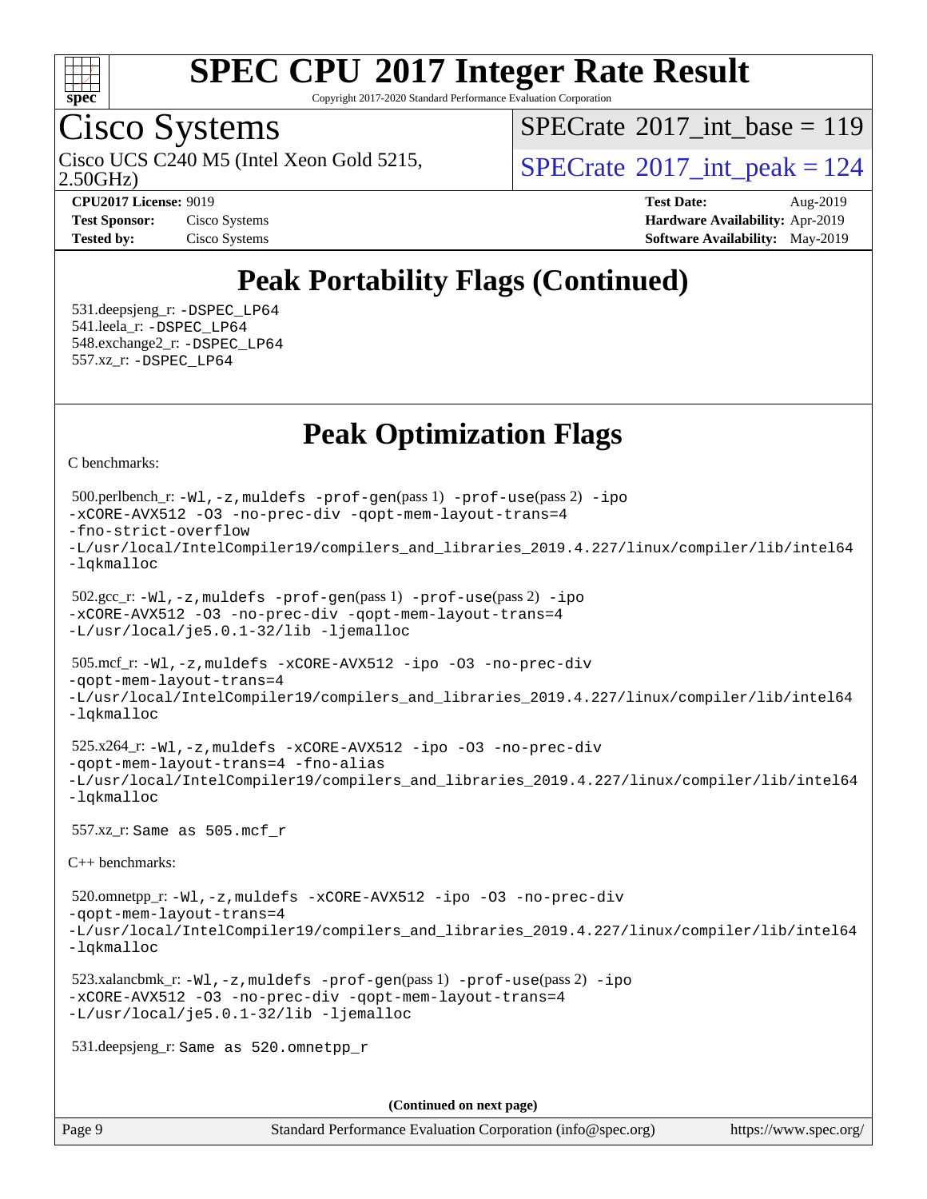# Peak Portability Flags (Continued)

531.deepsjeng_r: -DSPEC_LP64
541.leela_r: -DSPEC_LP64
548.exchange2_r: -DSPEC_LP64
557.xz_r: -DSPEC_LP64

# Peak Optimization Flags

C benchmarks:

500.perlbench_r: -Wl,-z,muldefs -prof-gen(pass 1) -prof-use(pass 2) -ipo -xCORE-AVX512 -O3 -no-prec-div -qopt-mem-layout-trans=4 -fno-strict-overflow -L/usr/local/IntelCompiler19/compilers_and_libraries_2019.4.227/linux/compiler/lib/intel64 -lqkmalloc

502.gcc_r: -Wl,-z,muldefs -prof-gen(pass 1) -prof-use(pass 2) -ipo -xCORE-AVX512 -O3 -no-prec-div -qopt-mem-layout-trans=4 -L/usr/local/je5.0.1-32/lib -ljemalloc

505.mcf_r: -Wl,-z,muldefs -xCORE-AVX512 -ipo -O3 -no-prec-div -qopt-mem-layout-trans=4 -L/usr/local/IntelCompiler19/compilers_and_libraries_2019.4.227/linux/compiler/lib/intel64 -lqkmalloc

525.x264_r: -Wl,-z,muldefs -xCORE-AVX512 -ipo -O3 -no-prec-div -qopt-mem-layout-trans=4 -fno-alias -L/usr/local/IntelCompiler19/compilers_and_libraries_2019.4.227/linux/compiler/lib/intel64 -lqkmalloc

557.xz_r: Same as 505.mcf_r

C++ benchmarks:

520.omnetpp_r: -Wl,-z,muldefs -xCORE-AVX512 -ipo -O3 -no-prec-div -qopt-mem-layout-trans=4 -L/usr/local/IntelCompiler19/compilers_and_libraries_2019.4.227/linux/compiler/lib/intel64 -lqkmalloc

523.xalancbmk_r: -Wl,-z,muldefs -prof-gen(pass 1) -prof-use(pass 2) -ipo -xCORE-AVX512 -O3 -no-prec-div -qopt-mem-layout-trans=4 -L/usr/local/je5.0.1-32/lib -ljemalloc

531.deepsjeng_r: Same as 520.omnetpp_r

(Continued on next page)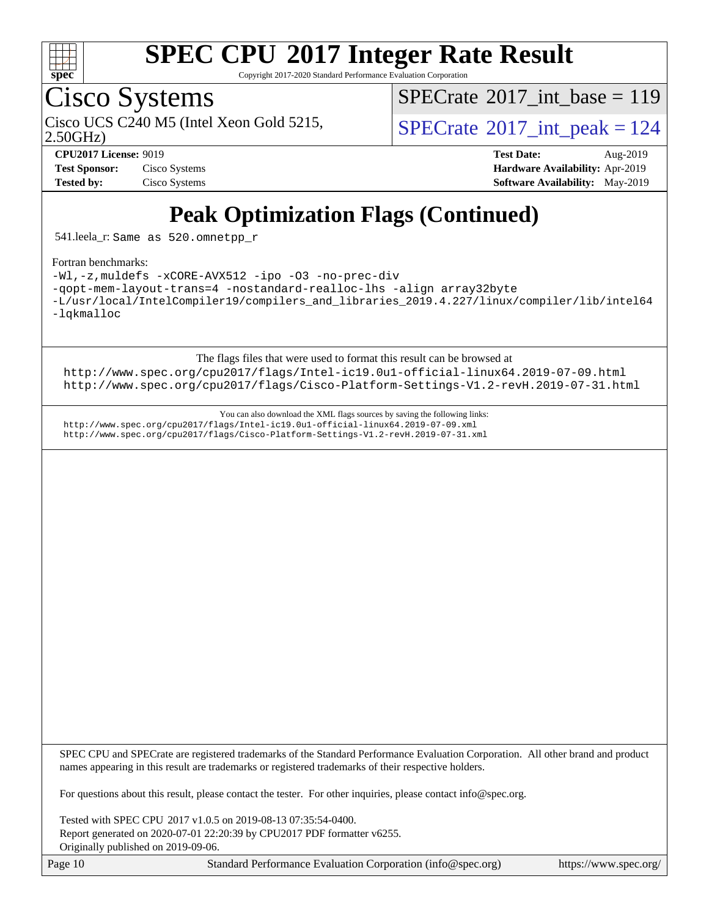# Peak Optimization Flags (Continued)

541.leela_r: Same as 520.omnetpp_r

Fortran benchmarks:

```
-Wl,-z,muldefs -xCORE-AVX512 -ipo -O3 -no-prec-div
-qopt-mem-layout-trans=4 -nostandard-realloc-lhs -align array32byte
-L/usr/local/IntelCompiler19/compilers_and_libraries_2019.4.227/linux/compiler/lib/intel64
-lqkmalloc
```

The flags files that were used to format this result can be browsed at

http://www.spec.org/cpu2017/flags/Intel-ic19.0u1-official-linux64.2019-07-09.html
http://www.spec.org/cpu2017/flags/Cisco-Platform-Settings-V1.2-revH.2019-07-31.html

You can also download the XML flags sources by saving the following links:

http://www.spec.org/cpu2017/flags/Intel-ic19.0u1-official-linux64.2019-07-09.xml
http://www.spec.org/cpu2017/flags/Cisco-Platform-Settings-V1.2-revH.2019-07-31.xml

SPEC CPU and SPECrate are registered trademarks of the Standard Performance Evaluation Corporation. All other brand and product names appearing in this result are trademarks or registered trademarks of their respective holders.

For questions about this result, please contact the tester. For other inquiries, please contact info@spec.org.

Tested with SPEC CPU 2017 v1.0.5 on 2019-08-13 07:35:54-0400.
Report generated on 2020-07-01 22:20:39 by CPU2017 PDF formatter v6255.
Originally published on 2019-09-06.